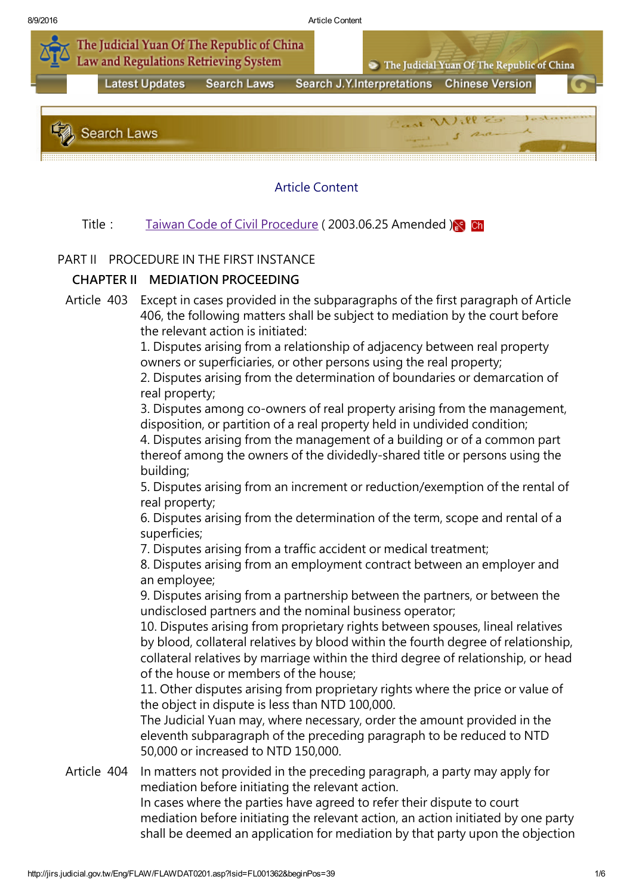## Article Content

Title : Taiwan Code of Civil Procedure ( 2003.06.25 Amended ) Ch

### PART II PROCEDURE IN THE FIRST INSTANCE

### CHAPTER II MEDIATION PROCEEDING

**Article 403** Except in cases provided in the subparagraphs of the first paragraph of Article 406, the following matters shall be subject to mediation by the court before the relevant action is initiated:

1. Disputes arising from a relationship of adjacency between real property owners or superficiaries, or other persons using the real property;
2. Disputes arising from the determination of boundaries or demarcation of real property;
3. Disputes among co-owners of real property arising from the management, disposition, or partition of a real property held in undivided condition;
4. Disputes arising from the management of a building or of a common part thereof among the owners of the dividedly-shared title or persons using the building;
5. Disputes arising from an increment or reduction/exemption of the rental of real property;
6. Disputes arising from the determination of the term, scope and rental of a superficies;
7. Disputes arising from a traffic accident or medical treatment;
8. Disputes arising from an employment contract between an employer and an employee;
9. Disputes arising from a partnership between the partners, or between the undisclosed partners and the nominal business operator;
10. Disputes arising from proprietary rights between spouses, lineal relatives by blood, collateral relatives by blood within the fourth degree of relationship, collateral relatives by marriage within the third degree of relationship, or head of the house or members of the house;
11. Other disputes arising from proprietary rights where the price or value of the object in dispute is less than NTD 100,000.

The Judicial Yuan may, where necessary, order the amount provided in the eleventh subparagraph of the preceding paragraph to be reduced to NTD 50,000 or increased to NTD 150,000.

**Article 404** In matters not provided in the preceding paragraph, a party may apply for mediation before initiating the relevant action.

In cases where the parties have agreed to refer their dispute to court mediation before initiating the relevant action, an action initiated by one party shall be deemed an application for mediation by that party upon the objection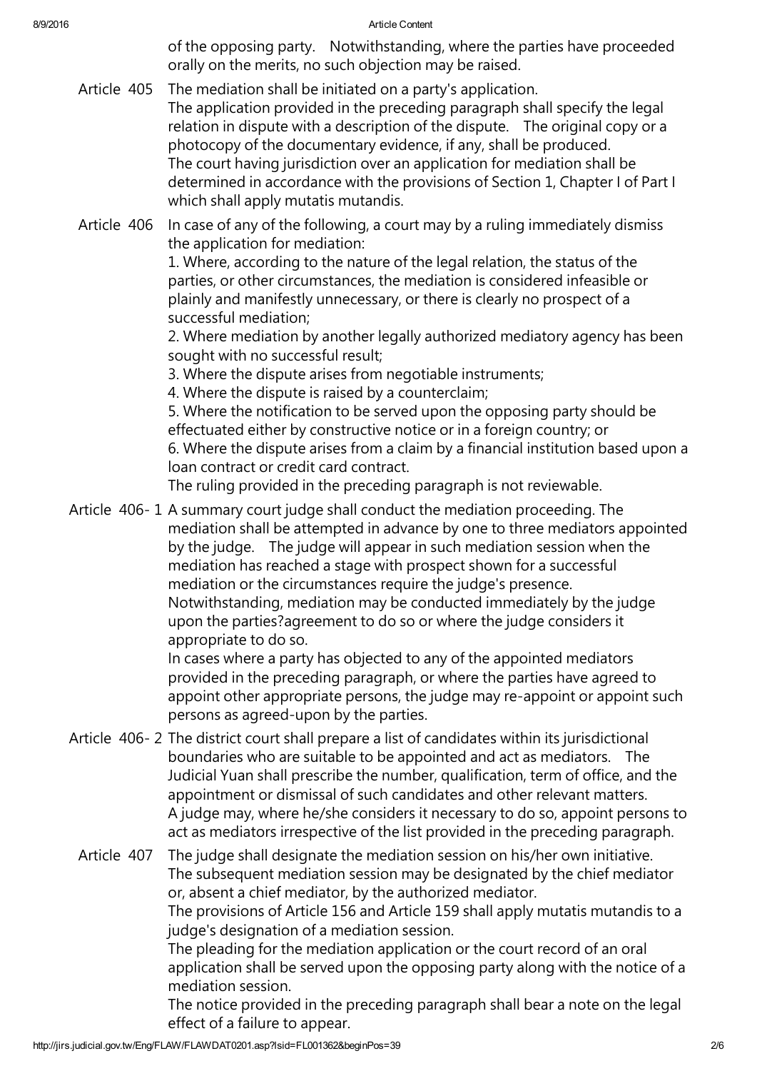of the opposing party. Notwithstanding, where the parties have proceeded orally on the merits, no such objection may be raised.

**Article 405** The mediation shall be initiated on a party's application.
The application provided in the preceding paragraph shall specify the legal relation in dispute with a description of the dispute. The original copy or a photocopy of the documentary evidence, if any, shall be produced.
The court having jurisdiction over an application for mediation shall be determined in accordance with the provisions of Section 1, Chapter I of Part I which shall apply mutatis mutandis.

**Article 406** In case of any of the following, a court may by a ruling immediately dismiss the application for mediation:
1. Where, according to the nature of the legal relation, the status of the parties, or other circumstances, the mediation is considered infeasible or plainly and manifestly unnecessary, or there is clearly no prospect of a successful mediation;
2. Where mediation by another legally authorized mediatory agency has been sought with no successful result;
3. Where the dispute arises from negotiable instruments;
4. Where the dispute is raised by a counterclaim;
5. Where the notification to be served upon the opposing party should be effectuated either by constructive notice or in a foreign country; or
6. Where the dispute arises from a claim by a financial institution based upon a loan contract or credit card contract.
The ruling provided in the preceding paragraph is not reviewable.

**Article 406- 1** A summary court judge shall conduct the mediation proceeding. The mediation shall be attempted in advance by one to three mediators appointed by the judge. The judge will appear in such mediation session when the mediation has reached a stage with prospect shown for a successful mediation or the circumstances require the judge's presence. Notwithstanding, mediation may be conducted immediately by the judge upon the parties?agreement to do so or where the judge considers it appropriate to do so.
In cases where a party has objected to any of the appointed mediators provided in the preceding paragraph, or where the parties have agreed to appoint other appropriate persons, the judge may re-appoint or appoint such persons as agreed-upon by the parties.

**Article 406- 2** The district court shall prepare a list of candidates within its jurisdictional boundaries who are suitable to be appointed and act as mediators. The Judicial Yuan shall prescribe the number, qualification, term of office, and the appointment or dismissal of such candidates and other relevant matters.
A judge may, where he/she considers it necessary to do so, appoint persons to act as mediators irrespective of the list provided in the preceding paragraph.

**Article 407** The judge shall designate the mediation session on his/her own initiative. The subsequent mediation session may be designated by the chief mediator or, absent a chief mediator, by the authorized mediator.
The provisions of Article 156 and Article 159 shall apply mutatis mutandis to a judge's designation of a mediation session.
The pleading for the mediation application or the court record of an oral application shall be served upon the opposing party along with the notice of a mediation session.
The notice provided in the preceding paragraph shall bear a note on the legal effect of a failure to appear.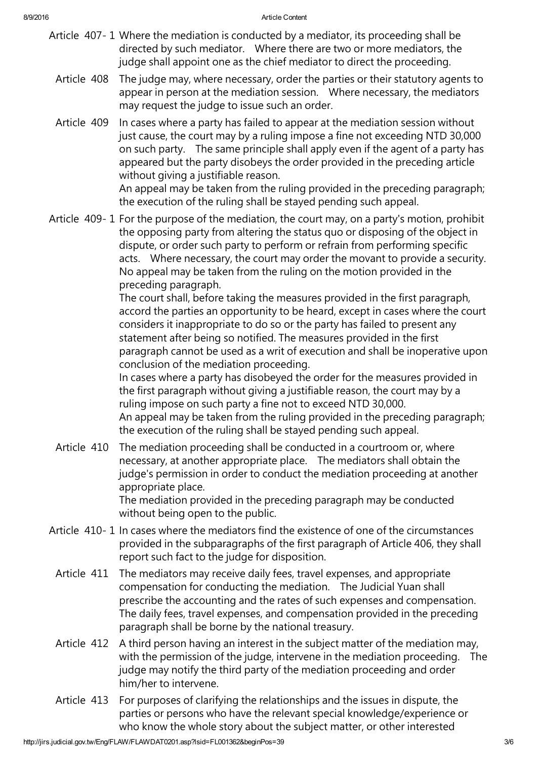**Article 407-1** Where the mediation is conducted by a mediator, its proceeding shall be directed by such mediator. Where there are two or more mediators, the judge shall appoint one as the chief mediator to direct the proceeding.

**Article 408** The judge may, where necessary, order the parties or their statutory agents to appear in person at the mediation session. Where necessary, the mediators may request the judge to issue such an order.

**Article 409** In cases where a party has failed to appear at the mediation session without just cause, the court may by a ruling impose a fine not exceeding NTD 30,000 on such party. The same principle shall apply even if the agent of a party has appeared but the party disobeys the order provided in the preceding article without giving a justifiable reason.
An appeal may be taken from the ruling provided in the preceding paragraph; the execution of the ruling shall be stayed pending such appeal.

**Article 409-1** For the purpose of the mediation, the court may, on a party's motion, prohibit the opposing party from altering the status quo or disposing of the object in dispute, or order such party to perform or refrain from performing specific acts. Where necessary, the court may order the movant to provide a security.
No appeal may be taken from the ruling on the motion provided in the preceding paragraph.
The court shall, before taking the measures provided in the first paragraph, accord the parties an opportunity to be heard, except in cases where the court considers it inappropriate to do so or the party has failed to present any statement after being so notified. The measures provided in the first paragraph cannot be used as a writ of execution and shall be inoperative upon conclusion of the mediation proceeding.
In cases where a party has disobeyed the order for the measures provided in the first paragraph without giving a justifiable reason, the court may by a ruling impose on such party a fine not to exceed NTD 30,000.
An appeal may be taken from the ruling provided in the preceding paragraph; the execution of the ruling shall be stayed pending such appeal.

**Article 410** The mediation proceeding shall be conducted in a courtroom or, where necessary, at another appropriate place. The mediators shall obtain the judge's permission in order to conduct the mediation proceeding at another appropriate place.
The mediation provided in the preceding paragraph may be conducted without being open to the public.

**Article 410-1** In cases where the mediators find the existence of one of the circumstances provided in the subparagraphs of the first paragraph of Article 406, they shall report such fact to the judge for disposition.

**Article 411** The mediators may receive daily fees, travel expenses, and appropriate compensation for conducting the mediation. The Judicial Yuan shall prescribe the accounting and the rates of such expenses and compensation.
The daily fees, travel expenses, and compensation provided in the preceding paragraph shall be borne by the national treasury.

**Article 412** A third person having an interest in the subject matter of the mediation may, with the permission of the judge, intervene in the mediation proceeding. The judge may notify the third party of the mediation proceeding and order him/her to intervene.

**Article 413** For purposes of clarifying the relationships and the issues in dispute, the parties or persons who have the relevant special knowledge/experience or who know the whole story about the subject matter, or other interested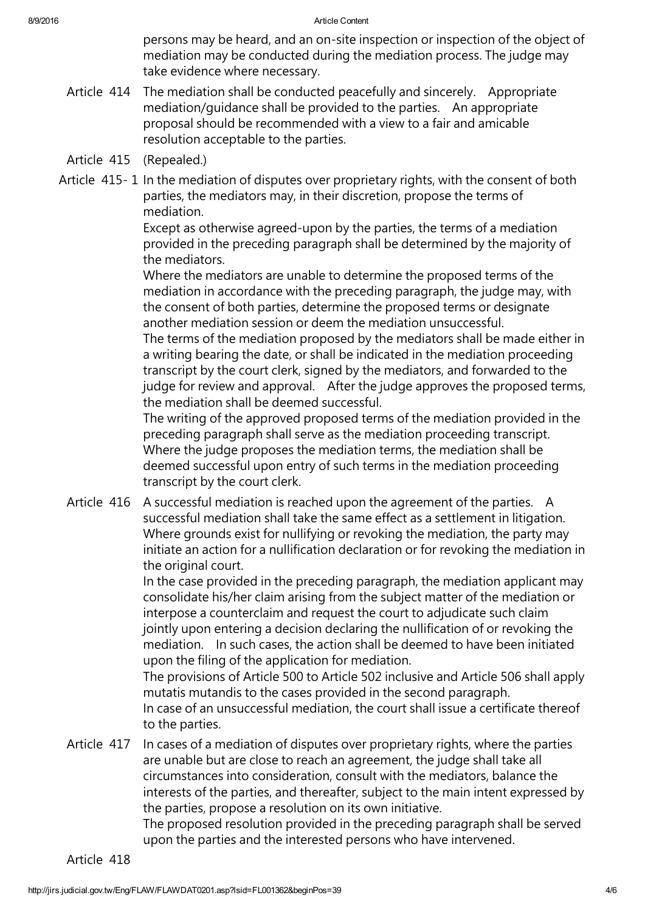persons may be heard, and an on-site inspection or inspection of the object of mediation may be conducted during the mediation process. The judge may take evidence where necessary.

**Article 414** The mediation shall be conducted peacefully and sincerely. Appropriate mediation/guidance shall be provided to the parties. An appropriate proposal should be recommended with a view to a fair and amicable resolution acceptable to the parties.

**Article 415** (Repealed.)

**Article 415- 1** In the mediation of disputes over proprietary rights, with the consent of both parties, the mediators may, in their discretion, propose the terms of mediation.

Except as otherwise agreed-upon by the parties, the terms of a mediation provided in the preceding paragraph shall be determined by the majority of the mediators.

Where the mediators are unable to determine the proposed terms of the mediation in accordance with the preceding paragraph, the judge may, with the consent of both parties, determine the proposed terms or designate another mediation session or deem the mediation unsuccessful.

The terms of the mediation proposed by the mediators shall be made either in a writing bearing the date, or shall be indicated in the mediation proceeding transcript by the court clerk, signed by the mediators, and forwarded to the judge for review and approval. After the judge approves the proposed terms, the mediation shall be deemed successful.

The writing of the approved proposed terms of the mediation provided in the preceding paragraph shall serve as the mediation proceeding transcript.

Where the judge proposes the mediation terms, the mediation shall be deemed successful upon entry of such terms in the mediation proceeding transcript by the court clerk.

**Article 416** A successful mediation is reached upon the agreement of the parties. A successful mediation shall take the same effect as a settlement in litigation.

Where grounds exist for nullifying or revoking the mediation, the party may initiate an action for a nullification declaration or for revoking the mediation in the original court.

In the case provided in the preceding paragraph, the mediation applicant may consolidate his/her claim arising from the subject matter of the mediation or interpose a counterclaim and request the court to adjudicate such claim jointly upon entering a decision declaring the nullification of or revoking the mediation. In such cases, the action shall be deemed to have been initiated upon the filing of the application for mediation.

The provisions of Article 500 to Article 502 inclusive and Article 506 shall apply mutatis mutandis to the cases provided in the second paragraph.

In case of an unsuccessful mediation, the court shall issue a certificate thereof to the parties.

**Article 417** In cases of a mediation of disputes over proprietary rights, where the parties are unable but are close to reach an agreement, the judge shall take all circumstances into consideration, consult with the mediators, balance the interests of the parties, and thereafter, subject to the main intent expressed by the parties, propose a resolution on its own initiative.

The proposed resolution provided in the preceding paragraph shall be served upon the parties and the interested persons who have intervened.

**Article 418**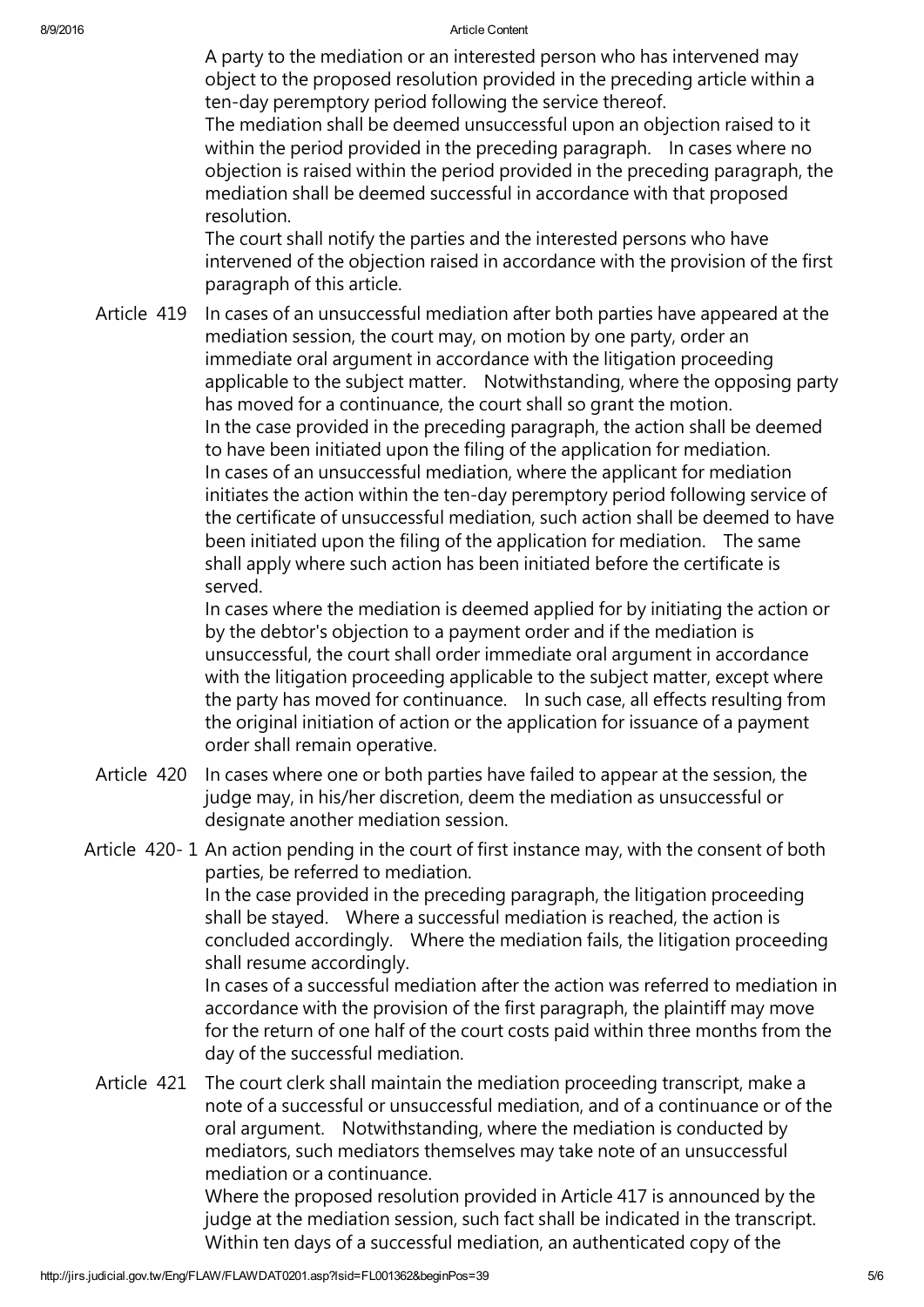A party to the mediation or an interested person who has intervened may object to the proposed resolution provided in the preceding article within a ten-day peremptory period following the service thereof.

The mediation shall be deemed unsuccessful upon an objection raised to it within the period provided in the preceding paragraph. In cases where no objection is raised within the period provided in the preceding paragraph, the mediation shall be deemed successful in accordance with that proposed resolution.

The court shall notify the parties and the interested persons who have intervened of the objection raised in accordance with the provision of the first paragraph of this article.

**Article 419** In cases of an unsuccessful mediation after both parties have appeared at the mediation session, the court may, on motion by one party, order an immediate oral argument in accordance with the litigation proceeding applicable to the subject matter. Notwithstanding, where the opposing party has moved for a continuance, the court shall so grant the motion.

In the case provided in the preceding paragraph, the action shall be deemed to have been initiated upon the filing of the application for mediation.

In cases of an unsuccessful mediation, where the applicant for mediation initiates the action within the ten-day peremptory period following service of the certificate of unsuccessful mediation, such action shall be deemed to have been initiated upon the filing of the application for mediation. The same shall apply where such action has been initiated before the certificate is served.

In cases where the mediation is deemed applied for by initiating the action or by the debtor's objection to a payment order and if the mediation is unsuccessful, the court shall order immediate oral argument in accordance with the litigation proceeding applicable to the subject matter, except where the party has moved for continuance. In such case, all effects resulting from the original initiation of action or the application for issuance of a payment order shall remain operative.

**Article 420** In cases where one or both parties have failed to appear at the session, the judge may, in his/her discretion, deem the mediation as unsuccessful or designate another mediation session.

**Article 420- 1** An action pending in the court of first instance may, with the consent of both parties, be referred to mediation.

In the case provided in the preceding paragraph, the litigation proceeding shall be stayed. Where a successful mediation is reached, the action is concluded accordingly. Where the mediation fails, the litigation proceeding shall resume accordingly.

In cases of a successful mediation after the action was referred to mediation in accordance with the provision of the first paragraph, the plaintiff may move for the return of one half of the court costs paid within three months from the day of the successful mediation.

**Article 421** The court clerk shall maintain the mediation proceeding transcript, make a note of a successful or unsuccessful mediation, and of a continuance or of the oral argument. Notwithstanding, where the mediation is conducted by mediators, such mediators themselves may take note of an unsuccessful mediation or a continuance.

Where the proposed resolution provided in Article 417 is announced by the judge at the mediation session, such fact shall be indicated in the transcript.

Within ten days of a successful mediation, an authenticated copy of the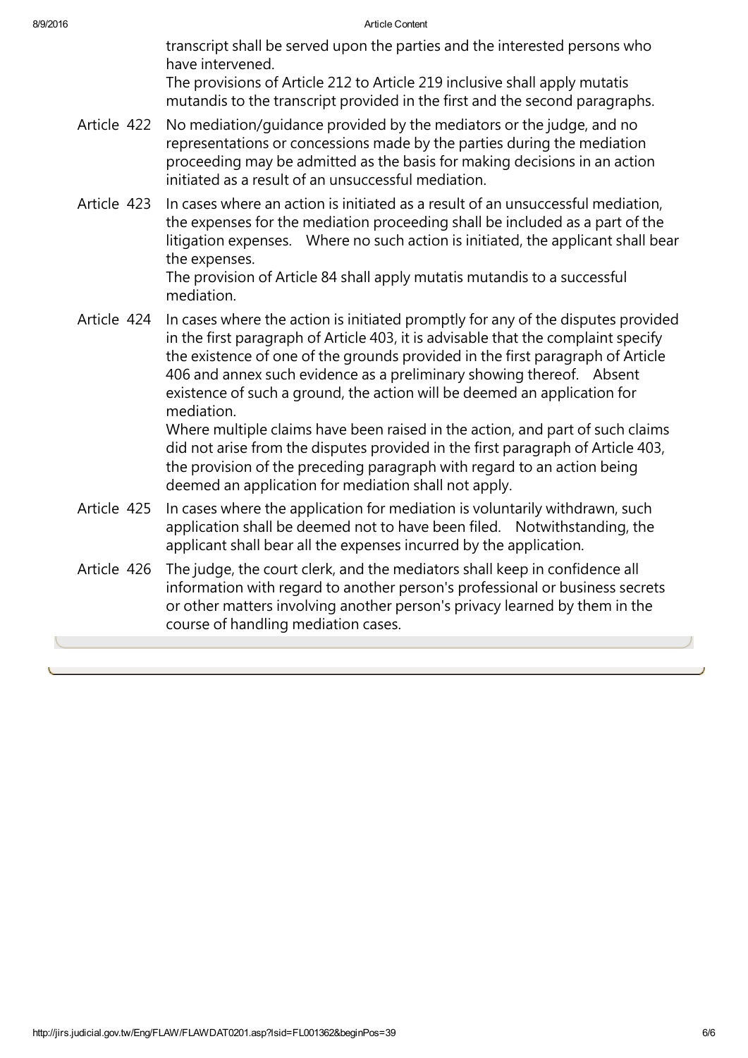transcript shall be served upon the parties and the interested persons who have intervened.

The provisions of Article 212 to Article 219 inclusive shall apply mutatis mutandis to the transcript provided in the first and the second paragraphs.

**Article 422** No mediation/guidance provided by the mediators or the judge, and no representations or concessions made by the parties during the mediation proceeding may be admitted as the basis for making decisions in an action initiated as a result of an unsuccessful mediation.

**Article 423** In cases where an action is initiated as a result of an unsuccessful mediation, the expenses for the mediation proceeding shall be included as a part of the litigation expenses. Where no such action is initiated, the applicant shall bear the expenses.

The provision of Article 84 shall apply mutatis mutandis to a successful mediation.

**Article 424** In cases where the action is initiated promptly for any of the disputes provided in the first paragraph of Article 403, it is advisable that the complaint specify the existence of one of the grounds provided in the first paragraph of Article 406 and annex such evidence as a preliminary showing thereof. Absent existence of such a ground, the action will be deemed an application for mediation.

Where multiple claims have been raised in the action, and part of such claims did not arise from the disputes provided in the first paragraph of Article 403, the provision of the preceding paragraph with regard to an action being deemed an application for mediation shall not apply.

**Article 425** In cases where the application for mediation is voluntarily withdrawn, such application shall be deemed not to have been filed. Notwithstanding, the applicant shall bear all the expenses incurred by the application.

**Article 426** The judge, the court clerk, and the mediators shall keep in confidence all information with regard to another person's professional or business secrets or other matters involving another person's privacy learned by them in the course of handling mediation cases.